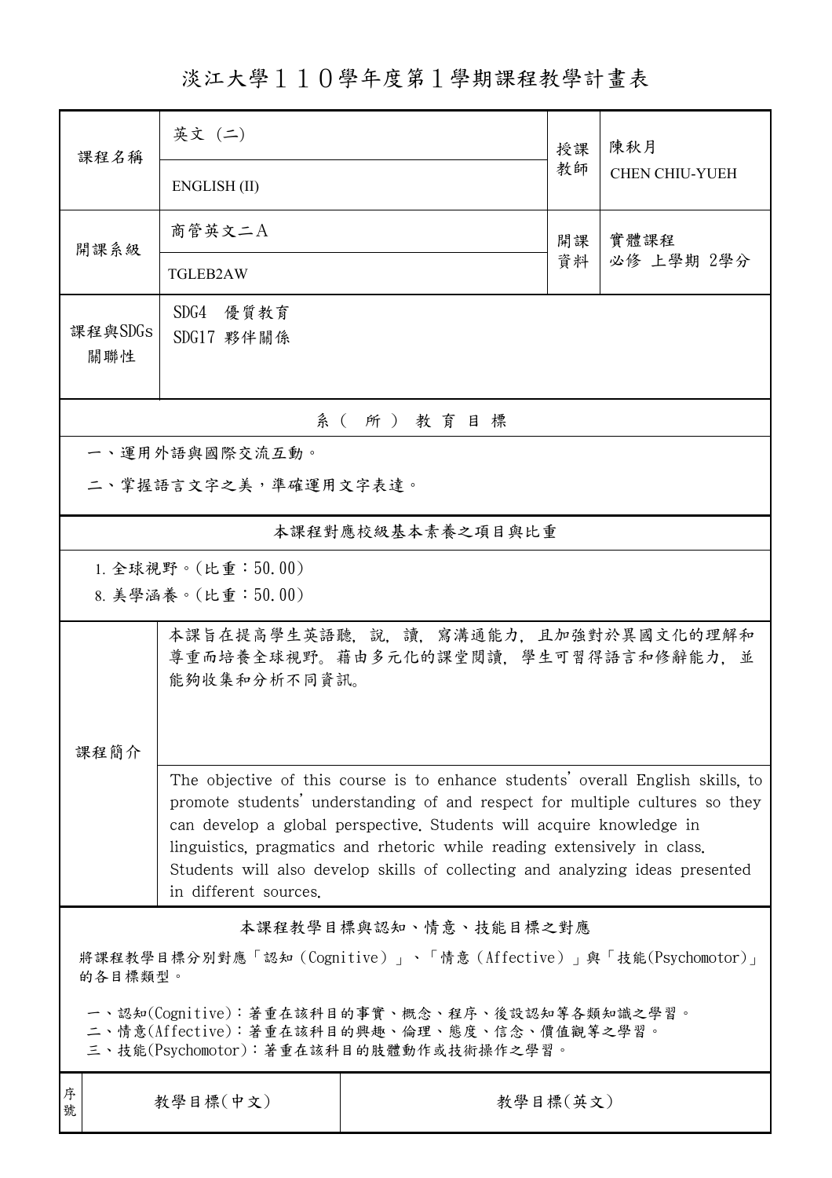# 淡江大學１１０學年度第１學期課程教學計畫表

| | | | |
|---|---|---|---|
| 課程名稱 | 英文 (二)<br>ENGLISH (II) | 授課教師 | 陳秋月<br>CHEN CHIU-YUEH |
| 開課系級 | 商管英文二A<br>TGLEB2AW | 開課資料 | 實體課程<br>必修 上學期 2學分 |
| 課程與SDGs關聯性 | SDG4 優質教育<br>SDG17 夥伴關係 | | |

## 系（所）教育目標

一、運用外語與國際交流互動。

二、掌握語言文字之美，準確運用文字表達。

## 本課程對應校級基本素養之項目與比重

1. 全球視野。(比重：50.00)
8. 美學涵養。(比重：50.00)

## 課程簡介

本課旨在提高學生英語聽，說，讀，寫溝通能力，且加強對於異國文化的理解和尊重而培養全球視野。藉由多元化的課堂閱讀，學生可習得語言和修辭能力，並能夠收集和分析不同資訊。

The objective of this course is to enhance students' overall English skills, to promote students' understanding of and respect for multiple cultures so they can develop a global perspective. Students will acquire knowledge in linguistics, pragmatics and rhetoric while reading extensively in class. Students will also develop skills of collecting and analyzing ideas presented in different sources.

## 本課程教學目標與認知、情意、技能目標之對應

將課程教學目標分別對應「認知（Cognitive）」、「情意（Affective）」與「技能(Psychomotor)」的各目標類型。

一、認知(Cognitive)：著重在該科目的事實、概念、程序、後設認知等各類知識之學習。
二、情意(Affective)：著重在該科目的興趣、倫理、態度、信念、價值觀等之學習。
三、技能(Psychomotor)：著重在該科目的肢體動作或技術操作之學習。

| 序號 | 教學目標(中文) | 教學目標(英文) |
|---|---|---|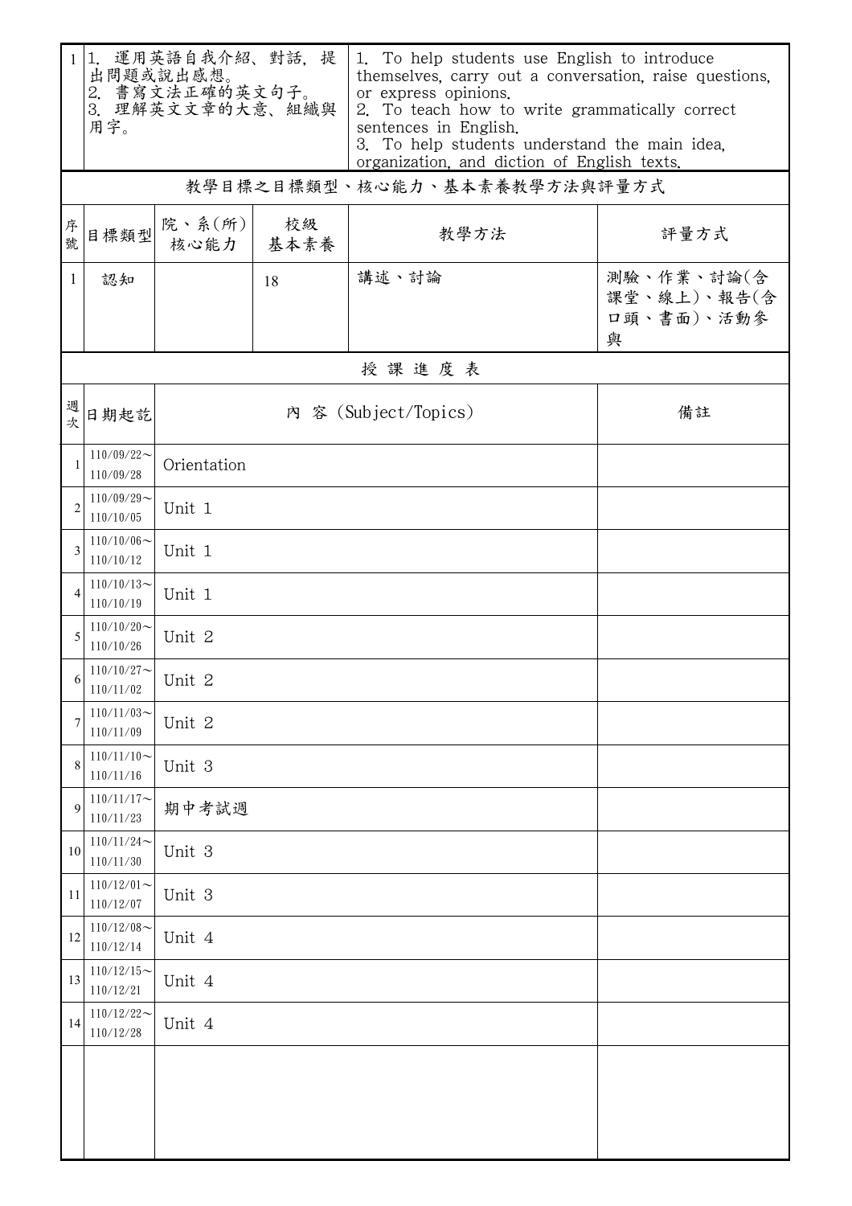| 1 | 1. 運用英語自我介紹、對話, 提出問題或說出感想。<br>2. 書寫文法正確的英文句子。<br>3. 理解英文文章的大意、組織與用字。 | 1. To help students use English to introduce themselves, carry out a conversation, raise questions, or express opinions.<br>2. To teach how to write grammatically correct sentences in English.<br>3. To help students understand the main idea, organization, and diction of English texts. |
|---|---|---|

## 教學目標之目標類型、核心能力、基本素養教學方法與評量方式

| 序號 | 目標類型 | 院、系(所)核心能力 | 校級基本素養 | 教學方法 | 評量方式 |
|---|---|---|---|---|---|
| 1 | 認知 | | 18 | 講述、討論 | 測驗、作業、討論(含課堂、線上)、報告(含口頭、書面)、活動參與 |

## 授課進度表

| 週次 | 日期起訖 | 內 容 (Subject/Topics) | 備註 |
|---|---|---|---|
| 1 | 110/09/22～110/09/28 | Orientation | |
| 2 | 110/09/29～110/10/05 | Unit 1 | |
| 3 | 110/10/06～110/10/12 | Unit 1 | |
| 4 | 110/10/13～110/10/19 | Unit 1 | |
| 5 | 110/10/20～110/10/26 | Unit 2 | |
| 6 | 110/10/27～110/11/02 | Unit 2 | |
| 7 | 110/11/03～110/11/09 | Unit 2 | |
| 8 | 110/11/10～110/11/16 | Unit 3 | |
| 9 | 110/11/17～110/11/23 | 期中考試週 | |
| 10 | 110/11/24～110/11/30 | Unit 3 | |
| 11 | 110/12/01～110/12/07 | Unit 3 | |
| 12 | 110/12/08～110/12/14 | Unit 4 | |
| 13 | 110/12/15～110/12/21 | Unit 4 | |
| 14 | 110/12/22～110/12/28 | Unit 4 | |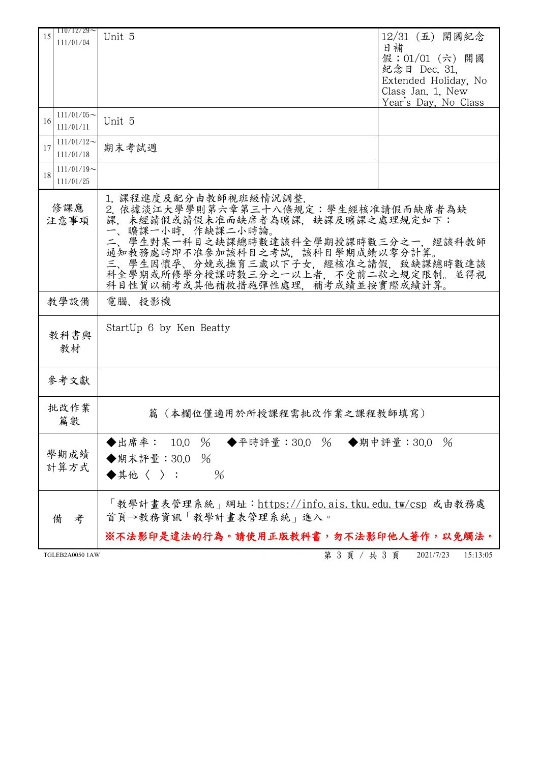| | | | |
|---|---|---|---|
| 15 | 110/12/29～<br>111/01/04 | Unit 5 | 12/31 (五) 開國紀念日補假；01/01 (六) 開國紀念日 Dec. 31, Extended Holiday, No Class Jan. 1, New Year's Day, No Class |
| 16 | 111/01/05～<br>111/01/11 | Unit 5 | |
| 17 | 111/01/12～<br>111/01/18 | 期末考試週 | |
| 18 | 111/01/19～<br>111/01/25 | | |

| | |
|---|---|
| 修課應注意事項 | 1. 課程進度及配分由教師視班級情況調整.<br>2. 依據淡江大學學則第六章第三十八條規定：學生經核准請假而缺席者為缺課，未經請假或請假未准而缺席者為曠課，缺課及曠課之處理規定如下：<br>一、曠課一小時，作缺課二小時論。<br>二、學生對某一科目之缺課總時數達該科全學期授課時數三分之一，經該科教師通知教務處時即不准參加該科目之考試，該科目學期成績以零分計算。<br>三、學生因懷孕、分娩或撫育三歲以下子女，經核准之請假，致缺課總時數達該科全學期或所修學分授課時數三分之一以上者，不受前二款之規定限制。並得視科目性質以補考或其他補救措施彈性處理，補考成績並按實際成績計算。 |
| 教學設備 | 電腦、投影機 |
| 教科書與教材 | StartUp 6 by Ken Beatty |
| 參考文獻 | |
| 批改作業篇數 | 篇（本欄位僅適用於所授課程需批改作業之課程教師填寫） |
| 學期成績計算方式 | ◆出席率： 10.0 ％ ◆平時評量：30.0 ％ ◆期中評量：30.0 ％<br>◆期末評量：30.0 ％<br>◆其他〈 〉： ％ |
| 備　考 | 「教學計畫表管理系統」網址：https://info.ais.tku.edu.tw/csp 或由教務處首頁→教務資訊「教學計畫表管理系統」進入。<br>**※不法影印是違法的行為。請使用正版教科書，勿不法影印他人著作，以免觸法。** |

TGLEB2A0050 1AW　2021/7/23　15:13:05